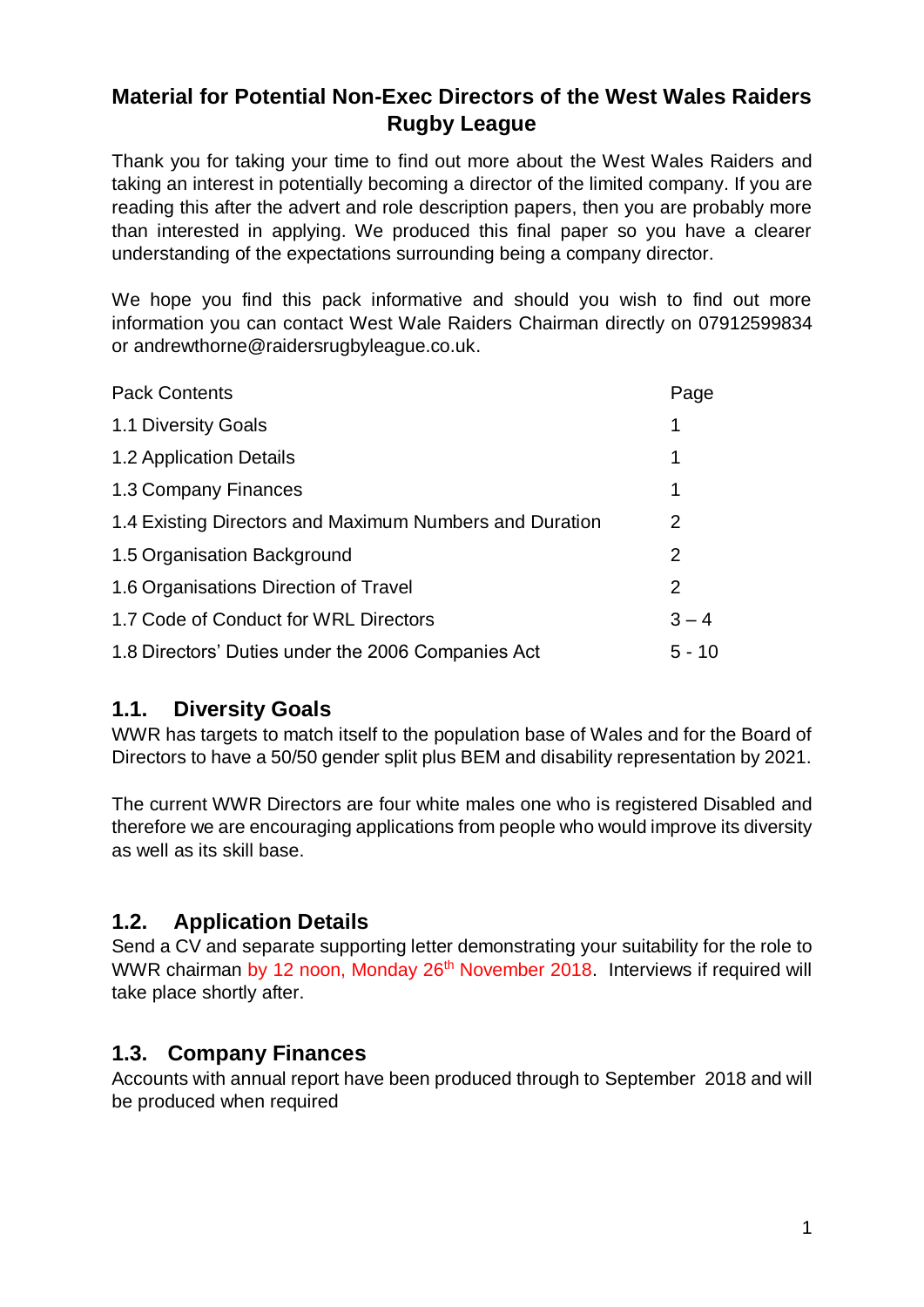# Material for Potential Non-Exec Directors of the West Wales Raiders Rugby League

Thank you for taking your time to find out more about the West Wales Raiders and taking an interest in potentially becoming a director of the limited company. If you are reading this after the advert and role description papers, then you are probably more than interested in applying. We produced this final paper so you have a clearer understanding of the expectations surrounding being a company director.

We hope you find this pack informative and should you wish to find out more information you can contact West Wale Raiders Chairman directly on 07912599834 or andrewthorne@raidersrugbyleague.co.uk.

| Pack Contents | Page |
|---|---|
| 1.1 Diversity Goals | 1 |
| 1.2 Application Details | 1 |
| 1.3 Company Finances | 1 |
| 1.4 Existing Directors and Maximum Numbers and Duration | 2 |
| 1.5 Organisation Background | 2 |
| 1.6 Organisations Direction of Travel | 2 |
| 1.7 Code of Conduct for WRL Directors | 3 – 4 |
| 1.8 Directors' Duties under the 2006 Companies Act | 5 - 10 |

## 1.1. Diversity Goals

WWR has targets to match itself to the population base of Wales and for the Board of Directors to have a 50/50 gender split plus BEM and disability representation by 2021.

The current WWR Directors are four white males one who is registered Disabled and therefore we are encouraging applications from people who would improve its diversity as well as its skill base.

## 1.2. Application Details

Send a CV and separate supporting letter demonstrating your suitability for the role to WWR chairman by 12 noon, Monday 26th November 2018. Interviews if required will take place shortly after.

## 1.3. Company Finances

Accounts with annual report have been produced through to September 2018 and will be produced when required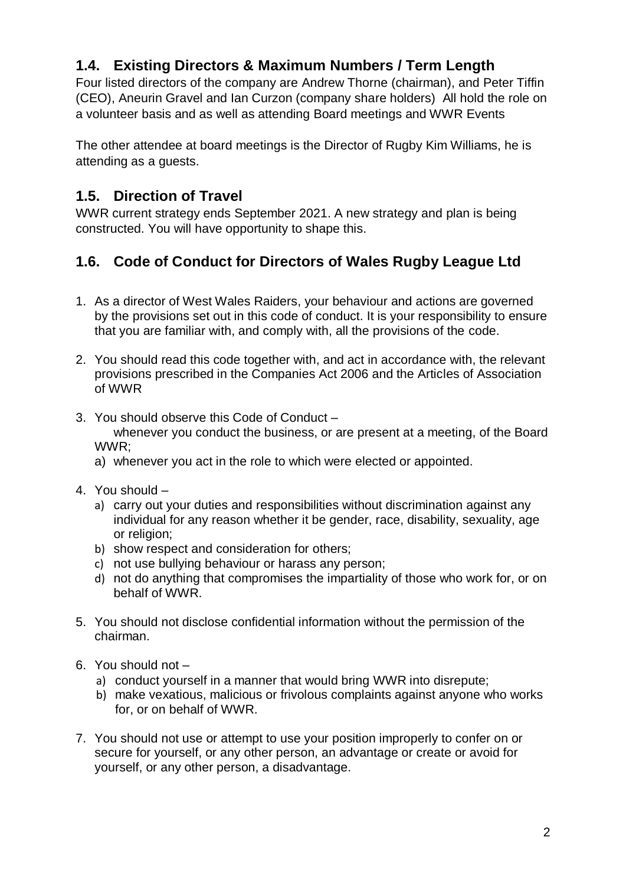## 1.4. Existing Directors & Maximum Numbers / Term Length

Four listed directors of the company are Andrew Thorne (chairman), and Peter Tiffin (CEO), Aneurin Gravel and Ian Curzon (company share holders) All hold the role on a volunteer basis and as well as attending Board meetings and WWR Events

The other attendee at board meetings is the Director of Rugby Kim Williams, he is attending as a guests.

## 1.5. Direction of Travel

WWR current strategy ends September 2021. A new strategy and plan is being constructed. You will have opportunity to shape this.

## 1.6. Code of Conduct for Directors of Wales Rugby League Ltd

1. As a director of West Wales Raiders, your behaviour and actions are governed by the provisions set out in this code of conduct. It is your responsibility to ensure that you are familiar with, and comply with, all the provisions of the code.

2. You should read this code together with, and act in accordance with, the relevant provisions prescribed in the Companies Act 2006 and the Articles of Association of WWR

3. You should observe this Code of Conduct –

   whenever you conduct the business, or are present at a meeting, of the Board WWR;

   a) whenever you act in the role to which were elected or appointed.

4. You should –
   a) carry out your duties and responsibilities without discrimination against any individual for any reason whether it be gender, race, disability, sexuality, age or religion;
   b) show respect and consideration for others;
   c) not use bullying behaviour or harass any person;
   d) not do anything that compromises the impartiality of those who work for, or on behalf of WWR.

5. You should not disclose confidential information without the permission of the chairman.

6. You should not –
   a) conduct yourself in a manner that would bring WWR into disrepute;
   b) make vexatious, malicious or frivolous complaints against anyone who works for, or on behalf of WWR.

7. You should not use or attempt to use your position improperly to confer on or secure for yourself, or any other person, an advantage or create or avoid for yourself, or any other person, a disadvantage.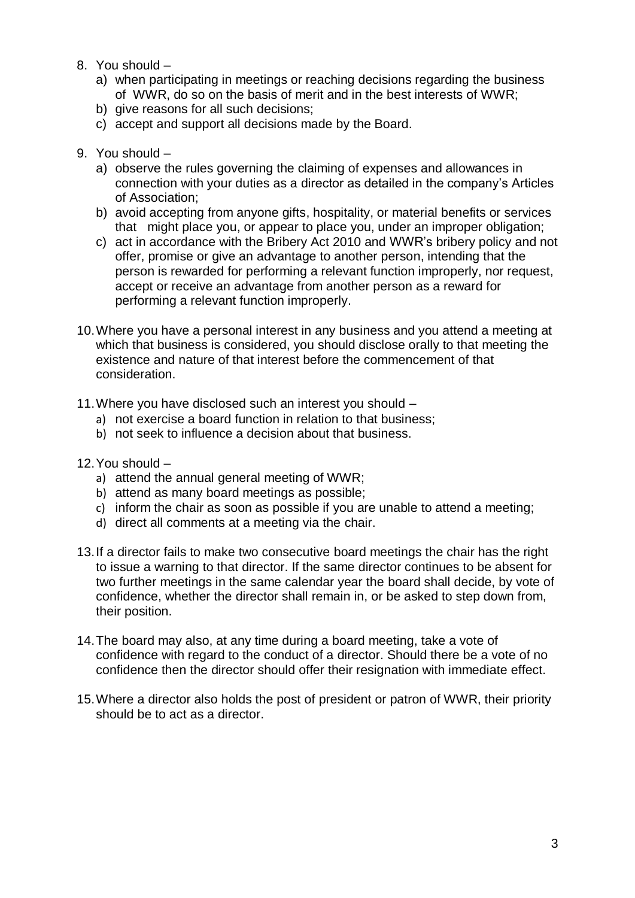8. You should –
   a) when participating in meetings or reaching decisions regarding the business of WWR, do so on the basis of merit and in the best interests of WWR;
   b) give reasons for all such decisions;
   c) accept and support all decisions made by the Board.

9. You should –
   a) observe the rules governing the claiming of expenses and allowances in connection with your duties as a director as detailed in the company's Articles of Association;
   b) avoid accepting from anyone gifts, hospitality, or material benefits or services that might place you, or appear to place you, under an improper obligation;
   c) act in accordance with the Bribery Act 2010 and WWR's bribery policy and not offer, promise or give an advantage to another person, intending that the person is rewarded for performing a relevant function improperly, nor request, accept or receive an advantage from another person as a reward for performing a relevant function improperly.

10. Where you have a personal interest in any business and you attend a meeting at which that business is considered, you should disclose orally to that meeting the existence and nature of that interest before the commencement of that consideration.

11. Where you have disclosed such an interest you should –
    a) not exercise a board function in relation to that business;
    b) not seek to influence a decision about that business.

12. You should –
    a) attend the annual general meeting of WWR;
    b) attend as many board meetings as possible;
    c) inform the chair as soon as possible if you are unable to attend a meeting;
    d) direct all comments at a meeting via the chair.

13. If a director fails to make two consecutive board meetings the chair has the right to issue a warning to that director. If the same director continues to be absent for two further meetings in the same calendar year the board shall decide, by vote of confidence, whether the director shall remain in, or be asked to step down from, their position.

14. The board may also, at any time during a board meeting, take a vote of confidence with regard to the conduct of a director. Should there be a vote of no confidence then the director should offer their resignation with immediate effect.

15. Where a director also holds the post of president or patron of WWR, their priority should be to act as a director.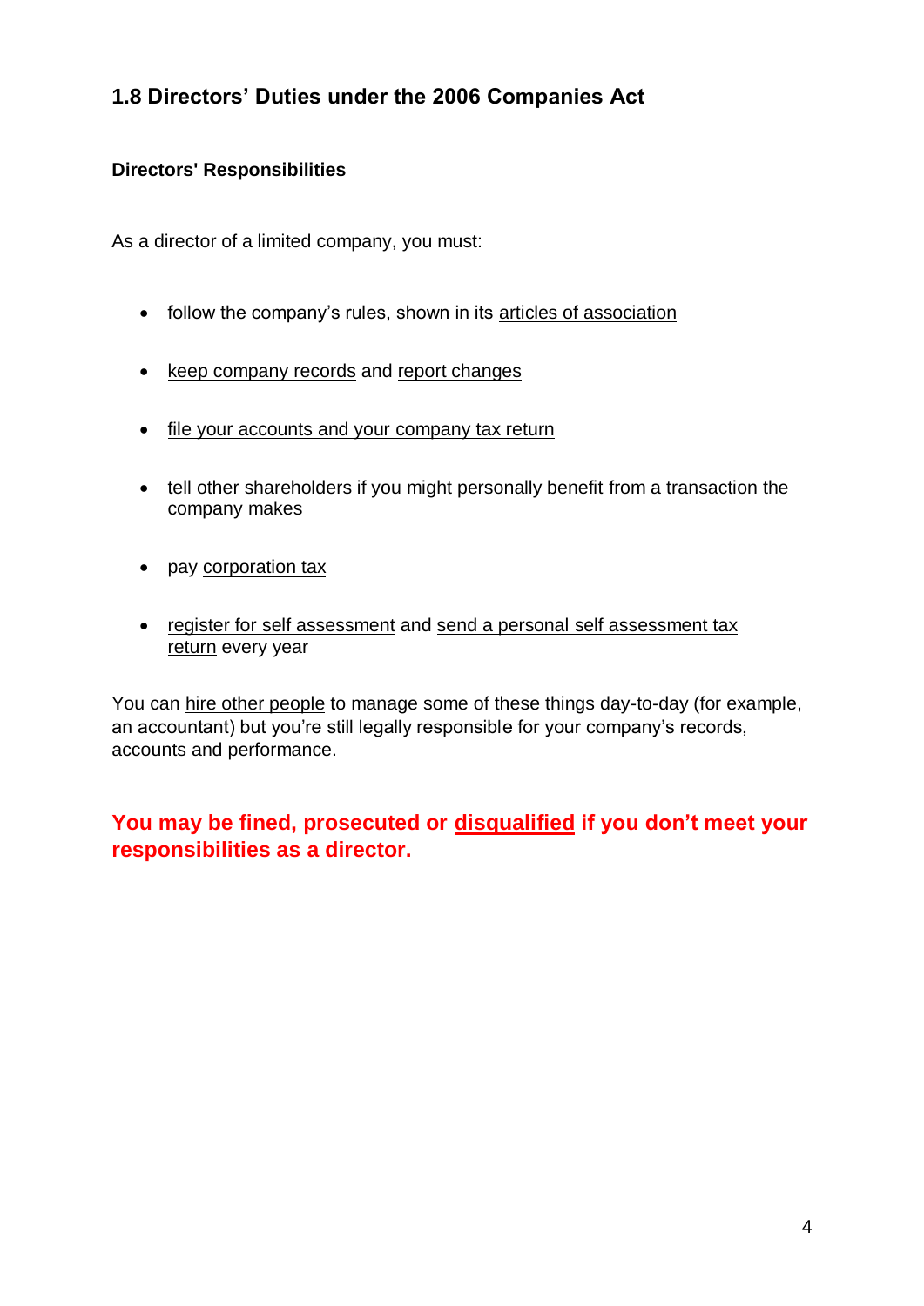## 1.8 Directors' Duties under the 2006 Companies Act

**Directors' Responsibilities**

As a director of a limited company, you must:

- follow the company's rules, shown in its articles of association
- keep company records and report changes
- file your accounts and your company tax return
- tell other shareholders if you might personally benefit from a transaction the company makes
- pay corporation tax
- register for self assessment and send a personal self assessment tax return every year

You can hire other people to manage some of these things day-to-day (for example, an accountant) but you're still legally responsible for your company's records, accounts and performance.

**You may be fined, prosecuted or disqualified if you don't meet your responsibilities as a director.**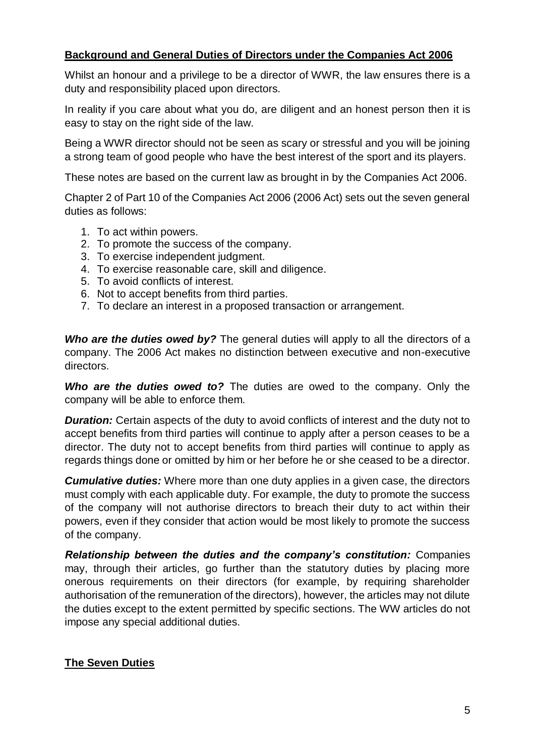## Background and General Duties of Directors under the Companies Act 2006

Whilst an honour and a privilege to be a director of WWR, the law ensures there is a duty and responsibility placed upon directors.

In reality if you care about what you do, are diligent and an honest person then it is easy to stay on the right side of the law.

Being a WWR director should not be seen as scary or stressful and you will be joining a strong team of good people who have the best interest of the sport and its players.

These notes are based on the current law as brought in by the Companies Act 2006.

Chapter 2 of Part 10 of the Companies Act 2006 (2006 Act) sets out the seven general duties as follows:

1. To act within powers.
2. To promote the success of the company.
3. To exercise independent judgment.
4. To exercise reasonable care, skill and diligence.
5. To avoid conflicts of interest.
6. Not to accept benefits from third parties.
7. To declare an interest in a proposed transaction or arrangement.

***Who are the duties owed by?*** The general duties will apply to all the directors of a company. The 2006 Act makes no distinction between executive and non-executive directors.

***Who are the duties owed to?*** The duties are owed to the company. Only the company will be able to enforce them.

***Duration:*** Certain aspects of the duty to avoid conflicts of interest and the duty not to accept benefits from third parties will continue to apply after a person ceases to be a director. The duty not to accept benefits from third parties will continue to apply as regards things done or omitted by him or her before he or she ceased to be a director.

***Cumulative duties:*** Where more than one duty applies in a given case, the directors must comply with each applicable duty. For example, the duty to promote the success of the company will not authorise directors to breach their duty to act within their powers, even if they consider that action would be most likely to promote the success of the company.

***Relationship between the duties and the company's constitution:*** Companies may, through their articles, go further than the statutory duties by placing more onerous requirements on their directors (for example, by requiring shareholder authorisation of the remuneration of the directors), however, the articles may not dilute the duties except to the extent permitted by specific sections. The WW articles do not impose any special additional duties.

## The Seven Duties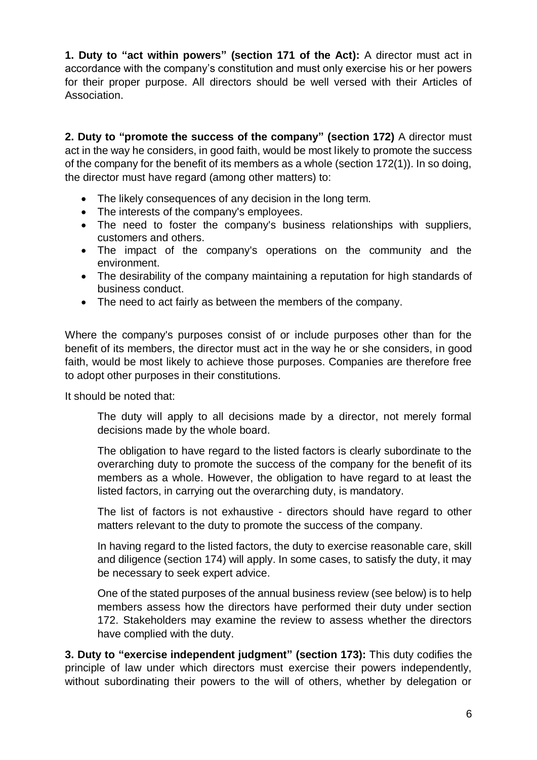**1. Duty to "act within powers" (section 171 of the Act):** A director must act in accordance with the company's constitution and must only exercise his or her powers for their proper purpose. All directors should be well versed with their Articles of Association.

**2. Duty to "promote the success of the company" (section 172)** A director must act in the way he considers, in good faith, would be most likely to promote the success of the company for the benefit of its members as a whole (section 172(1)). In so doing, the director must have regard (among other matters) to:

- The likely consequences of any decision in the long term.
- The interests of the company's employees.
- The need to foster the company's business relationships with suppliers, customers and others.
- The impact of the company's operations on the community and the environment.
- The desirability of the company maintaining a reputation for high standards of business conduct.
- The need to act fairly as between the members of the company.

Where the company's purposes consist of or include purposes other than for the benefit of its members, the director must act in the way he or she considers, in good faith, would be most likely to achieve those purposes. Companies are therefore free to adopt other purposes in their constitutions.

It should be noted that:

> The duty will apply to all decisions made by a director, not merely formal decisions made by the whole board.
>
> The obligation to have regard to the listed factors is clearly subordinate to the overarching duty to promote the success of the company for the benefit of its members as a whole. However, the obligation to have regard to at least the listed factors, in carrying out the overarching duty, is mandatory.
>
> The list of factors is not exhaustive - directors should have regard to other matters relevant to the duty to promote the success of the company.
>
> In having regard to the listed factors, the duty to exercise reasonable care, skill and diligence (section 174) will apply. In some cases, to satisfy the duty, it may be necessary to seek expert advice.
>
> One of the stated purposes of the annual business review (see below) is to help members assess how the directors have performed their duty under section 172. Stakeholders may examine the review to assess whether the directors have complied with the duty.

**3. Duty to "exercise independent judgment" (section 173):** This duty codifies the principle of law under which directors must exercise their powers independently, without subordinating their powers to the will of others, whether by delegation or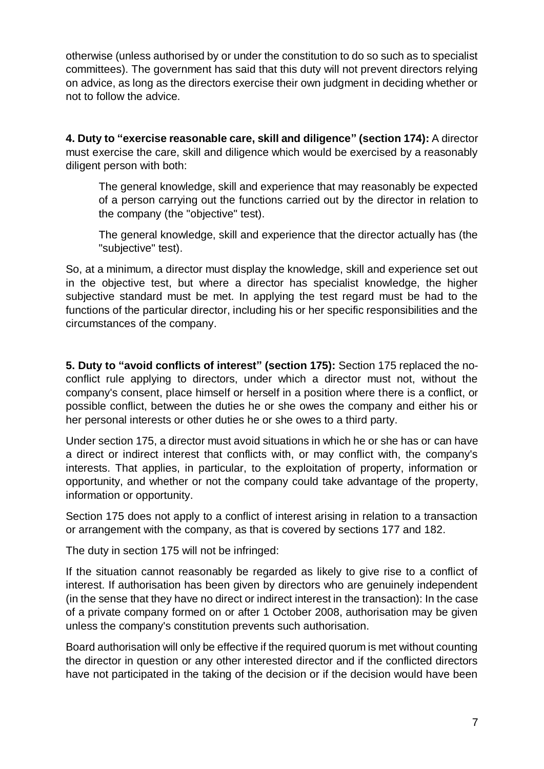otherwise (unless authorised by or under the constitution to do so such as to specialist committees). The government has said that this duty will not prevent directors relying on advice, as long as the directors exercise their own judgment in deciding whether or not to follow the advice.

**4. Duty to "exercise reasonable care, skill and diligence" (section 174):** A director must exercise the care, skill and diligence which would be exercised by a reasonably diligent person with both:

> The general knowledge, skill and experience that may reasonably be expected of a person carrying out the functions carried out by the director in relation to the company (the "objective" test).
>
> The general knowledge, skill and experience that the director actually has (the "subjective" test).

So, at a minimum, a director must display the knowledge, skill and experience set out in the objective test, but where a director has specialist knowledge, the higher subjective standard must be met. In applying the test regard must be had to the functions of the particular director, including his or her specific responsibilities and the circumstances of the company.

**5. Duty to "avoid conflicts of interest" (section 175):** Section 175 replaced the no-conflict rule applying to directors, under which a director must not, without the company's consent, place himself or herself in a position where there is a conflict, or possible conflict, between the duties he or she owes the company and either his or her personal interests or other duties he or she owes to a third party.

Under section 175, a director must avoid situations in which he or she has or can have a direct or indirect interest that conflicts with, or may conflict with, the company's interests. That applies, in particular, to the exploitation of property, information or opportunity, and whether or not the company could take advantage of the property, information or opportunity.

Section 175 does not apply to a conflict of interest arising in relation to a transaction or arrangement with the company, as that is covered by sections 177 and 182.

The duty in section 175 will not be infringed:

If the situation cannot reasonably be regarded as likely to give rise to a conflict of interest. If authorisation has been given by directors who are genuinely independent (in the sense that they have no direct or indirect interest in the transaction): In the case of a private company formed on or after 1 October 2008, authorisation may be given unless the company's constitution prevents such authorisation.

Board authorisation will only be effective if the required quorum is met without counting the director in question or any other interested director and if the conflicted directors have not participated in the taking of the decision or if the decision would have been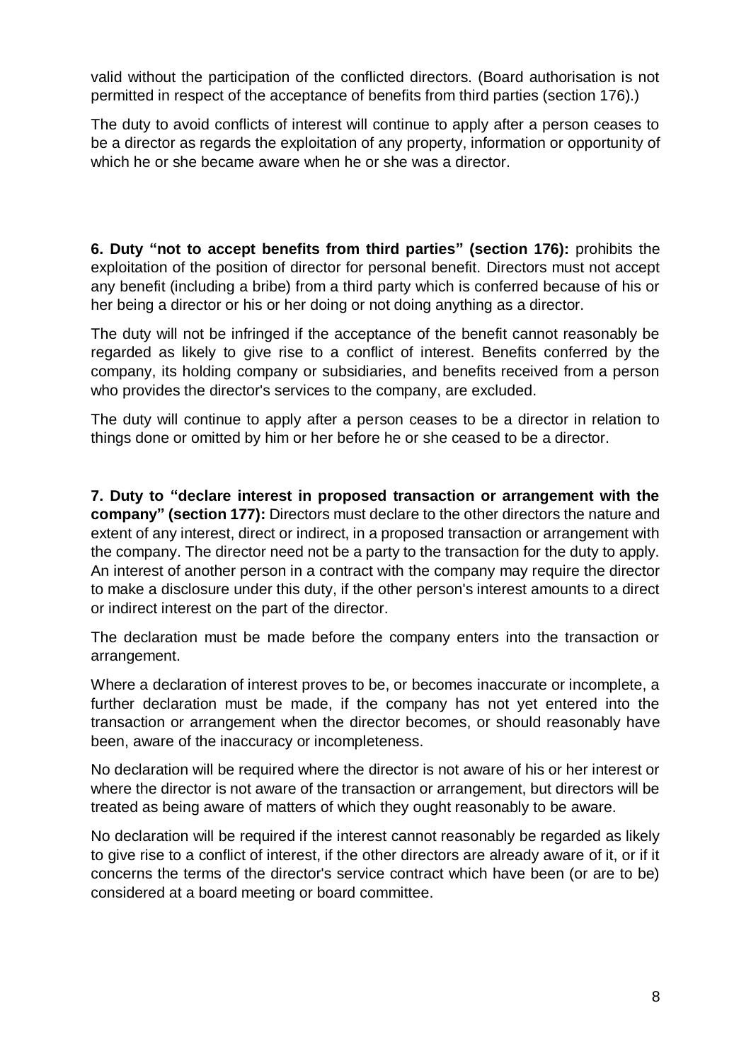valid without the participation of the conflicted directors. (Board authorisation is not permitted in respect of the acceptance of benefits from third parties (section 176).)

The duty to avoid conflicts of interest will continue to apply after a person ceases to be a director as regards the exploitation of any property, information or opportunity of which he or she became aware when he or she was a director.

**6. Duty "not to accept benefits from third parties" (section 176):** prohibits the exploitation of the position of director for personal benefit. Directors must not accept any benefit (including a bribe) from a third party which is conferred because of his or her being a director or his or her doing or not doing anything as a director.

The duty will not be infringed if the acceptance of the benefit cannot reasonably be regarded as likely to give rise to a conflict of interest. Benefits conferred by the company, its holding company or subsidiaries, and benefits received from a person who provides the director's services to the company, are excluded.

The duty will continue to apply after a person ceases to be a director in relation to things done or omitted by him or her before he or she ceased to be a director.

**7. Duty to "declare interest in proposed transaction or arrangement with the company" (section 177):** Directors must declare to the other directors the nature and extent of any interest, direct or indirect, in a proposed transaction or arrangement with the company. The director need not be a party to the transaction for the duty to apply. An interest of another person in a contract with the company may require the director to make a disclosure under this duty, if the other person's interest amounts to a direct or indirect interest on the part of the director.

The declaration must be made before the company enters into the transaction or arrangement.

Where a declaration of interest proves to be, or becomes inaccurate or incomplete, a further declaration must be made, if the company has not yet entered into the transaction or arrangement when the director becomes, or should reasonably have been, aware of the inaccuracy or incompleteness.

No declaration will be required where the director is not aware of his or her interest or where the director is not aware of the transaction or arrangement, but directors will be treated as being aware of matters of which they ought reasonably to be aware.

No declaration will be required if the interest cannot reasonably be regarded as likely to give rise to a conflict of interest, if the other directors are already aware of it, or if it concerns the terms of the director's service contract which have been (or are to be) considered at a board meeting or board committee.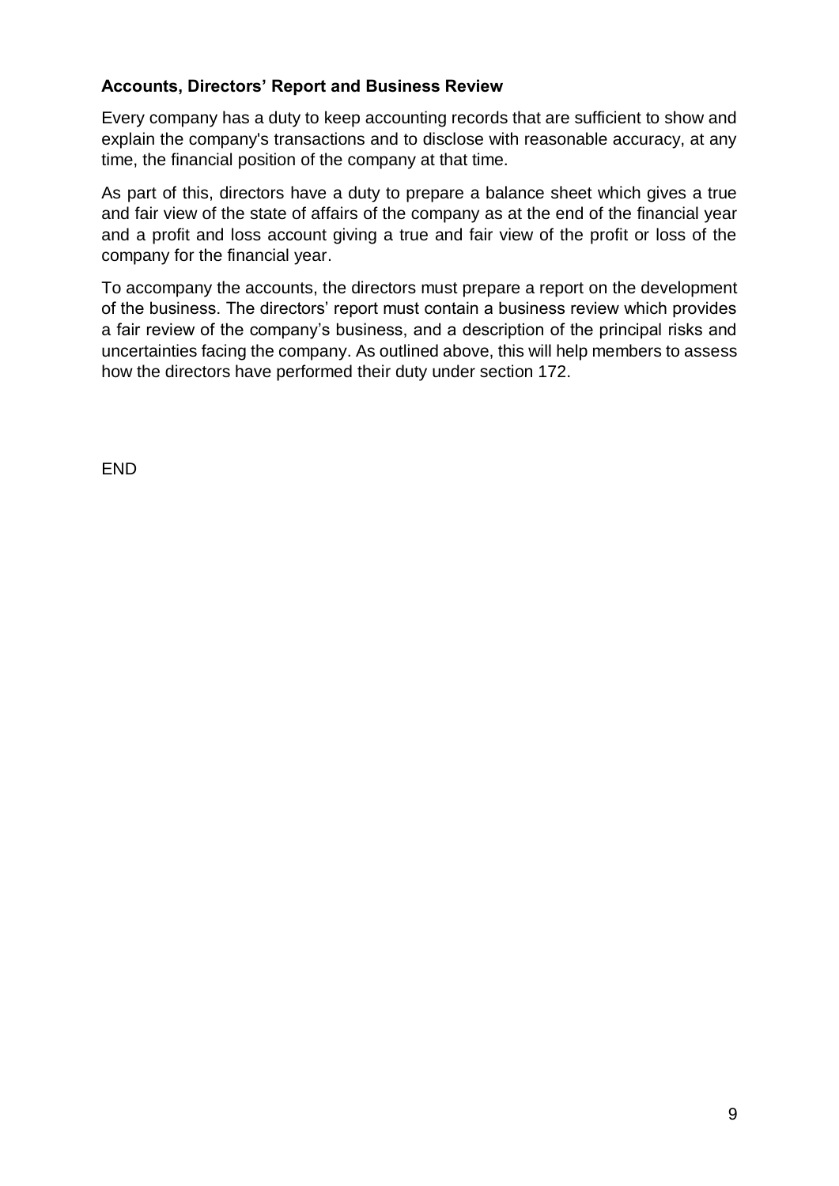**Accounts, Directors' Report and Business Review**

Every company has a duty to keep accounting records that are sufficient to show and explain the company's transactions and to disclose with reasonable accuracy, at any time, the financial position of the company at that time.

As part of this, directors have a duty to prepare a balance sheet which gives a true and fair view of the state of affairs of the company as at the end of the financial year and a profit and loss account giving a true and fair view of the profit or loss of the company for the financial year.

To accompany the accounts, the directors must prepare a report on the development of the business. The directors' report must contain a business review which provides a fair review of the company's business, and a description of the principal risks and uncertainties facing the company. As outlined above, this will help members to assess how the directors have performed their duty under section 172.

END